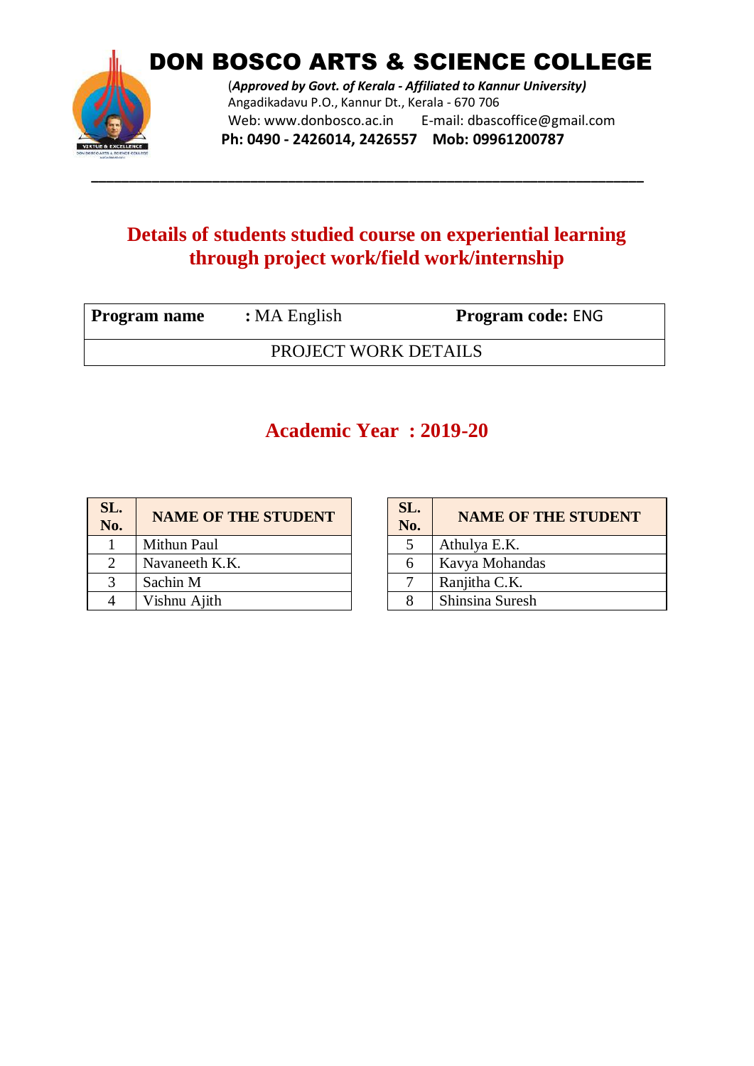# DON BOSCO ARTS & SCIENCE COLLEGE

(***Approved by Govt. of Kerala - Affiliated to Kannur University)***
Angadikadavu P.O., Kannur Dt., Kerala - 670 706
Web: www.donbosco.ac.in E-mail: dbascoffice@gmail.com
**Ph: 0490 - 2426014, 2426557 Mob: 09961200787**

---

## Details of students studied course on experiential learning through project work/field work/internship

| **Program name** | **:** MA English | **Program code:** ENG |
|---|---|---|
| PROJECT WORK DETAILS | | |

## Academic Year : 2019-20

| SL. No. | NAME OF THE STUDENT |
|---|---|
| 1 | Mithun Paul |
| 2 | Navaneeth K.K. |
| 3 | Sachin M |
| 4 | Vishnu Ajith |

| SL. No. | NAME OF THE STUDENT |
|---|---|
| 5 | Athulya E.K. |
| 6 | Kavya Mohandas |
| 7 | Ranjitha C.K. |
| 8 | Shinsina Suresh |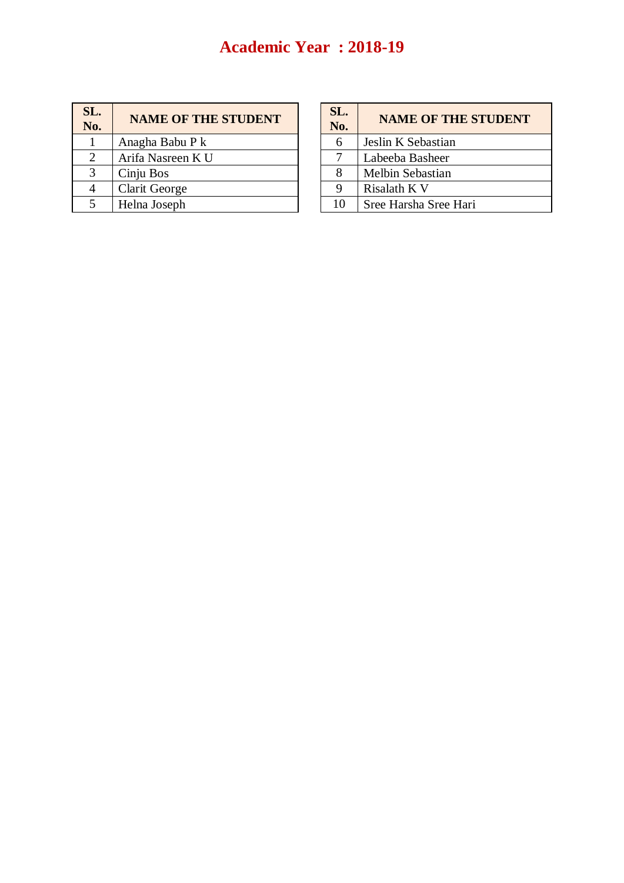# Academic Year : 2018-19

| SL. No. | NAME OF THE STUDENT |
|---|---|
| 1 | Anagha Babu P k |
| 2 | Arifa Nasreen K U |
| 3 | Cinju Bos |
| 4 | Clarit George |
| 5 | Helna Joseph |

| SL. No. | NAME OF THE STUDENT |
|---|---|
| 6 | Jeslin K Sebastian |
| 7 | Labeeba Basheer |
| 8 | Melbin Sebastian |
| 9 | Risalath K V |
| 10 | Sree Harsha Sree Hari |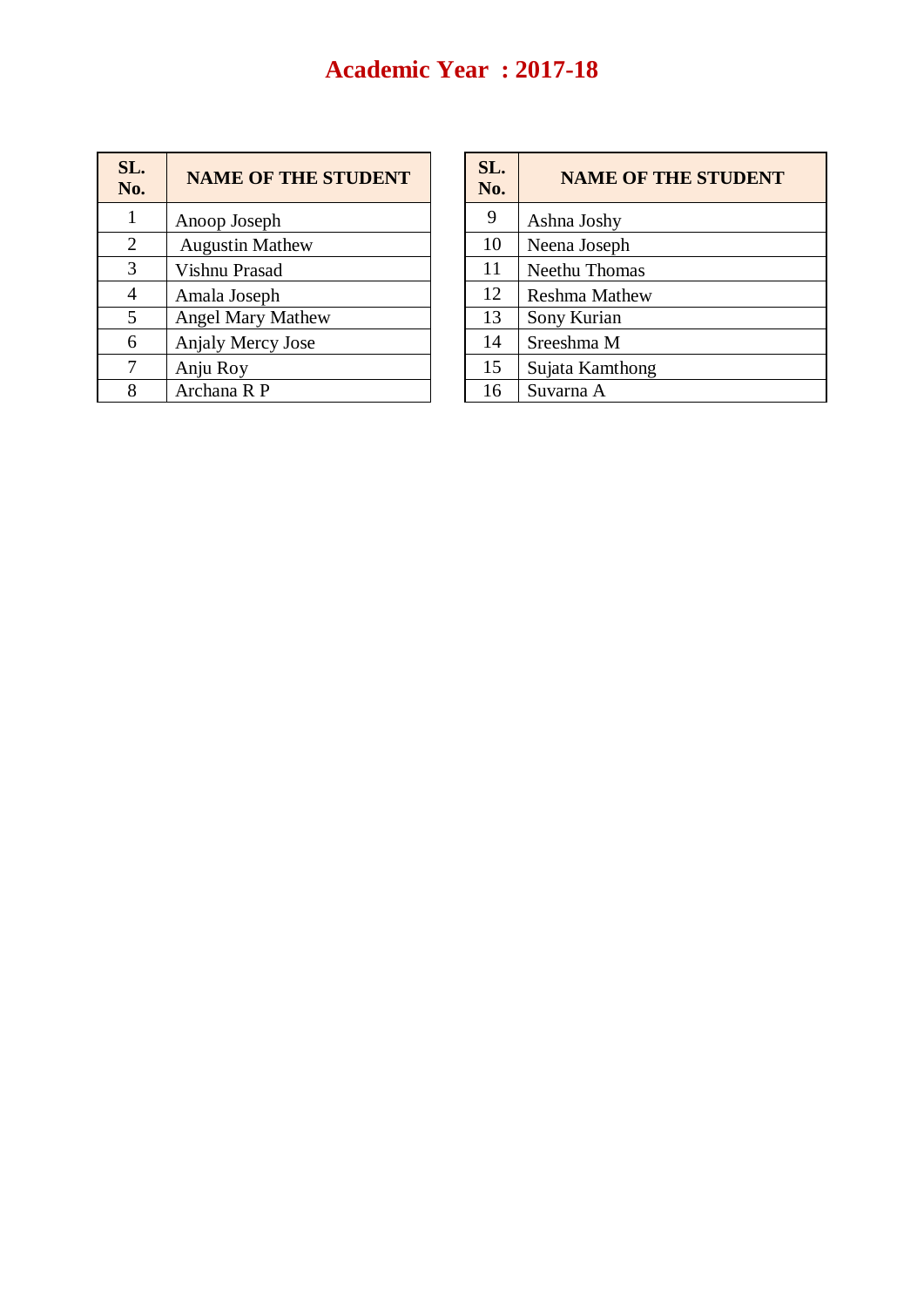# Academic Year : 2017-18

| SL. No. | NAME OF THE STUDENT |
|---|---|
| 1 | Anoop Joseph |
| 2 | Augustin Mathew |
| 3 | Vishnu Prasad |
| 4 | Amala Joseph |
| 5 | Angel Mary Mathew |
| 6 | Anjaly Mercy Jose |
| 7 | Anju Roy |
| 8 | Archana R P |

| SL. No. | NAME OF THE STUDENT |
|---|---|
| 9 | Ashna Joshy |
| 10 | Neena Joseph |
| 11 | Neethu Thomas |
| 12 | Reshma Mathew |
| 13 | Sony Kurian |
| 14 | Sreeshma M |
| 15 | Sujata Kamthong |
| 16 | Suvarna A |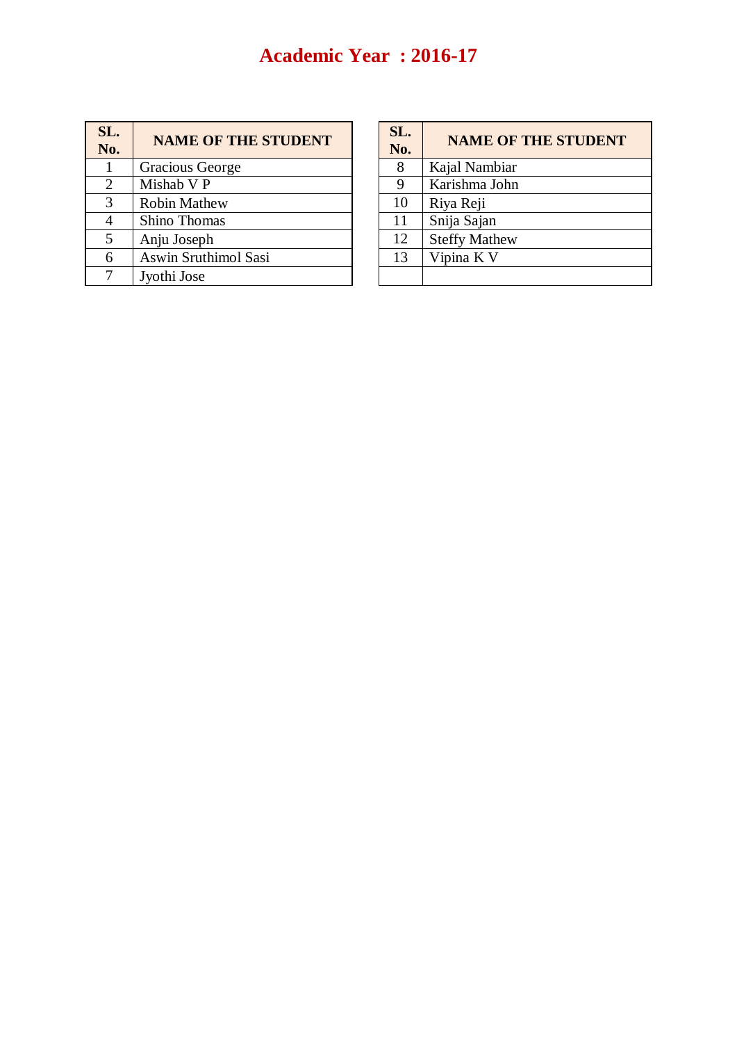# Academic Year : 2016-17

| SL. No. | NAME OF THE STUDENT |
|---|---|
| 1 | Gracious George |
| 2 | Mishab V P |
| 3 | Robin Mathew |
| 4 | Shino Thomas |
| 5 | Anju Joseph |
| 6 | Aswin Sruthimol Sasi |
| 7 | Jyothi Jose |
| 8 | Kajal Nambiar |
| 9 | Karishma John |
| 10 | Riya Reji |
| 11 | Snija Sajan |
| 12 | Steffy Mathew |
| 13 | Vipina K V |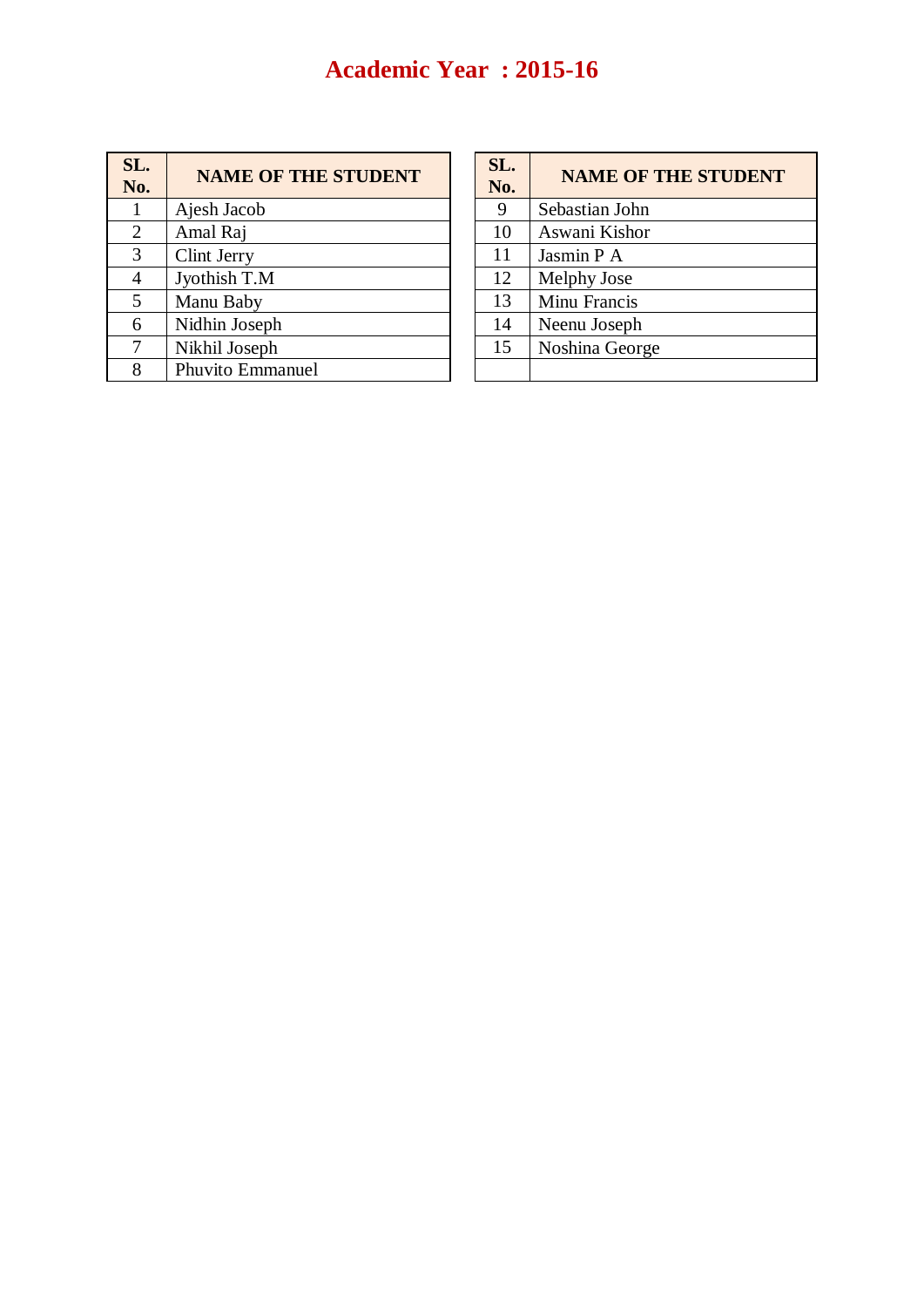# Academic Year : 2015-16

| SL. No. | NAME OF THE STUDENT |
|---|---|
| 1 | Ajesh Jacob |
| 2 | Amal Raj |
| 3 | Clint Jerry |
| 4 | Jyothish T.M |
| 5 | Manu Baby |
| 6 | Nidhin Joseph |
| 7 | Nikhil Joseph |
| 8 | Phuvito Emmanuel |

| SL. No. | NAME OF THE STUDENT |
|---|---|
| 9 | Sebastian John |
| 10 | Aswani Kishor |
| 11 | Jasmin P A |
| 12 | Melphy Jose |
| 13 | Minu Francis |
| 14 | Neenu Joseph |
| 15 | Noshina George |
| | |